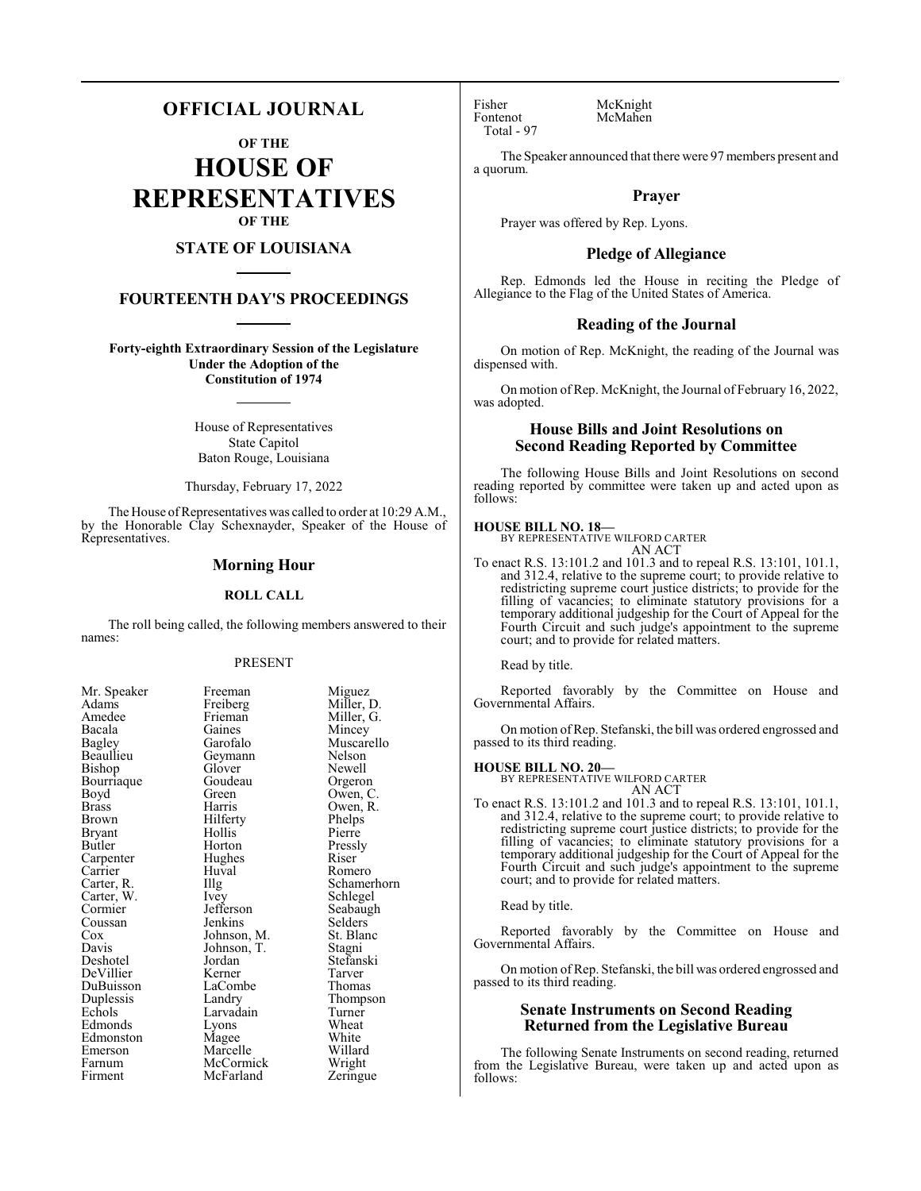# OFFICIAL JOURNAL

## OF THE

# HOUSE OF REPRESENTATIVES

## OF THE

## STATE OF LOUISIANA

## FOURTEENTH DAY'S PROCEEDINGS

**Forty-eighth Extraordinary Session of the Legislature Under the Adoption of the Constitution of 1974**

House of Representatives
State Capitol
Baton Rouge, Louisiana

Thursday, February 17, 2022

The House of Representatives was called to order at 10:29 A.M., by the Honorable Clay Schexnayder, Speaker of the House of Representatives.

## Morning Hour

### ROLL CALL

The roll being called, the following members answered to their names:

PRESENT

| | | |
|---|---|---|
| Mr. Speaker | Freeman | Miguez |
| Adams | Freiberg | Miller, D. |
| Amedee | Frieman | Miller, G. |
| Bacala | Gaines | Mincey |
| Bagley | Garofalo | Muscarello |
| Beaullieu | Geymann | Nelson |
| Bishop | Glover | Newell |
| Bourriaque | Goudeau | Orgeron |
| Boyd | Green | Owen, C. |
| Brass | Harris | Owen, R. |
| Brown | Hilferty | Phelps |
| Bryant | Hollis | Pierre |
| Butler | Horton | Pressly |
| Carpenter | Hughes | Riser |
| Carrier | Huval | Romero |
| Carter, R. | Illg | Schamerhorn |
| Carter, W. | Ivey | Schlegel |
| Cormier | Jefferson | Seabaugh |
| Coussan | Jenkins | Selders |
| Cox | Johnson, M. | St. Blanc |
| Davis | Johnson, T. | Stagni |
| Deshotel | Jordan | Stefanski |
| DeVillier | Kerner | Tarver |
| DuBuisson | LaCombe | Thomas |
| Duplessis | Landry | Thompson |
| Echols | Larvadain | Turner |
| Edmonds | Lyons | Wheat |
| Edmonston | Magee | White |
| Emerson | Marcelle | Willard |
| Farnum | McCormick | Wright |
| Firment | McFarland | Zeringue |
| Fisher | McKnight | |
| Fontenot | McMahen | |

Total - 97

The Speaker announced that there were 97 members present and a quorum.

## Prayer

Prayer was offered by Rep. Lyons.

## Pledge of Allegiance

Rep. Edmonds led the House in reciting the Pledge of Allegiance to the Flag of the United States of America.

## Reading of the Journal

On motion of Rep. McKnight, the reading of the Journal was dispensed with.

On motion of Rep. McKnight, the Journal of February 16, 2022, was adopted.

## House Bills and Joint Resolutions on Second Reading Reported by Committee

The following House Bills and Joint Resolutions on second reading reported by committee were taken up and acted upon as follows:

**HOUSE BILL NO. 18—**
BY REPRESENTATIVE WILFORD CARTER
AN ACT

To enact R.S. 13:101.2 and 101.3 and to repeal R.S. 13:101, 101.1, and 312.4, relative to the supreme court; to provide relative to redistricting supreme court justice districts; to provide for the filling of vacancies; to eliminate statutory provisions for a temporary additional judgeship for the Court of Appeal for the Fourth Circuit and such judge's appointment to the supreme court; and to provide for related matters.

Read by title.

Reported favorably by the Committee on House and Governmental Affairs.

On motion of Rep. Stefanski, the bill was ordered engrossed and passed to its third reading.

**HOUSE BILL NO. 20—**
BY REPRESENTATIVE WILFORD CARTER
AN ACT

To enact R.S. 13:101.2 and 101.3 and to repeal R.S. 13:101, 101.1, and 312.4, relative to the supreme court; to provide relative to redistricting supreme court justice districts; to provide for the filling of vacancies; to eliminate statutory provisions for a temporary additional judgeship for the Court of Appeal for the Fourth Circuit and such judge's appointment to the supreme court; and to provide for related matters.

Read by title.

Reported favorably by the Committee on House and Governmental Affairs.

On motion of Rep. Stefanski, the bill was ordered engrossed and passed to its third reading.

## Senate Instruments on Second Reading Returned from the Legislative Bureau

The following Senate Instruments on second reading, returned from the Legislative Bureau, were taken up and acted upon as follows: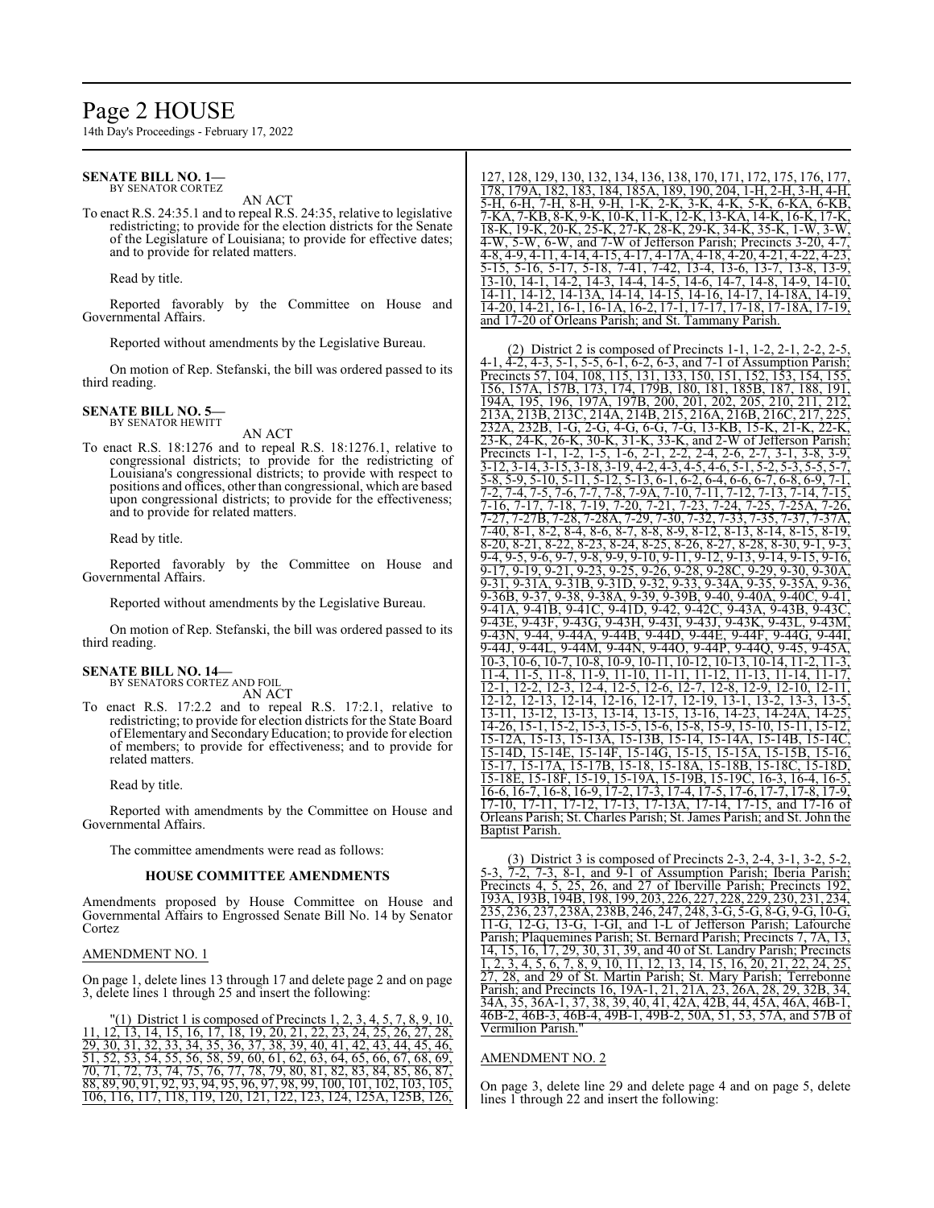## SENATE BILL NO. 1—

BY SENATOR CORTEZ

AN ACT

To enact R.S. 24:35.1 and to repeal R.S. 24:35, relative to legislative redistricting; to provide for the election districts for the Senate of the Legislature of Louisiana; to provide for effective dates; and to provide for related matters.

Read by title.

Reported favorably by the Committee on House and Governmental Affairs.

Reported without amendments by the Legislative Bureau.

On motion of Rep. Stefanski, the bill was ordered passed to its third reading.

## SENATE BILL NO. 5—

BY SENATOR HEWITT

AN ACT

To enact R.S. 18:1276 and to repeal R.S. 18:1276.1, relative to congressional districts; to provide for the redistricting of Louisiana's congressional districts; to provide with respect to positions and offices, other than congressional, which are based upon congressional districts; to provide for the effectiveness; and to provide for related matters.

Read by title.

Reported favorably by the Committee on House and Governmental Affairs.

Reported without amendments by the Legislative Bureau.

On motion of Rep. Stefanski, the bill was ordered passed to its third reading.

## SENATE BILL NO. 14—

BY SENATORS CORTEZ AND FOIL

AN ACT

To enact R.S. 17:2.2 and to repeal R.S. 17:2.1, relative to redistricting; to provide for election districts for the State Board of Elementary and Secondary Education; to provide for election of members; to provide for effectiveness; and to provide for related matters.

Read by title.

Reported with amendments by the Committee on House and Governmental Affairs.

The committee amendments were read as follows:

### HOUSE COMMITTEE AMENDMENTS

Amendments proposed by House Committee on House and Governmental Affairs to Engrossed Senate Bill No. 14 by Senator Cortez

AMENDMENT NO. 1

On page 1, delete lines 13 through 17 and delete page 2 and on page 3, delete lines 1 through 25 and insert the following:

"(1) District 1 is composed of Precincts 1, 2, 3, 4, 5, 7, 8, 9, 10, 11, 12, 13, 14, 15, 16, 17, 18, 19, 20, 21, 22, 23, 24, 25, 26, 27, 28, 29, 30, 31, 32, 33, 34, 35, 36, 37, 38, 39, 40, 41, 42, 43, 44, 45, 46, 51, 52, 53, 54, 55, 56, 58, 59, 60, 61, 62, 63, 64, 65, 66, 67, 68, 69, 70, 71, 72, 73, 74, 75, 76, 77, 78, 79, 80, 81, 82, 83, 84, 85, 86, 87, 88, 89, 90, 91, 92, 93, 94, 95, 96, 97, 98, 99, 100, 101, 102, 103, 105, 106, 116, 117, 118, 119, 120, 121, 122, 123, 124, 125A, 125B, 126, 127, 128, 129, 130, 132, 134, 136, 138, 170, 171, 172, 175, 176, 177, 178, 179A, 182, 183, 184, 185A, 189, 190, 204, 1-H, 2-H, 3-H, 4-H, 5-H, 6-H, 7-H, 8-H, 9-H, 1-K, 2-K, 3-K, 4-K, 5-K, 6-KA, 6-KB, 7-KA, 7-KB, 8-K, 9-K, 10-K, 11-K, 12-K, 13-KA, 14-K, 16-K, 17-K, 18-K, 19-K, 20-K, 25-K, 27-K, 28-K, 29-K, 34-K, 35-K, 1-W, 3-W, 4-W, 5-W, 6-W, and 7-W of Jefferson Parish; Precincts 3-20, 4-7, 4-8, 4-9, 4-11, 4-14, 4-15, 4-17, 4-17A, 4-18, 4-20, 4-21, 4-22, 4-23, 5-15, 5-16, 5-17, 5-18, 7-41, 7-42, 13-4, 13-6, 13-7, 13-8, 13-9, 13-10, 14-1, 14-2, 14-3, 14-4, 14-5, 14-6, 14-7, 14-8, 14-9, 14-10, 14-11, 14-12, 14-13A, 14-14, 14-15, 14-16, 14-17, 14-18A, 14-19, 14-20, 14-21, 16-1, 16-1A, 16-2, 17-1, 17-17, 17-18, 17-18A, 17-19, and 17-20 of Orleans Parish; and St. Tammany Parish.

(2) District 2 is composed of Precincts 1-1, 1-2, 2-1, 2-2, 2-5, 4-1, 4-2, 4-3, 5-1, 5-5, 6-1, 6-2, 6-3, and 7-1 of Assumption Parish; Precincts 57, 104, 108, 115, 131, 133, 150, 151, 152, 153, 154, 155, 156, 157A, 157B, 173, 174, 179B, 180, 181, 185B, 187, 188, 191, 194A, 195, 196, 197A, 197B, 200, 201, 202, 205, 210, 211, 212, 213A, 213B, 213C, 214A, 214B, 215, 216A, 216B, 216C, 217, 225, 232A, 232B, 1-G, 2-G, 4-G, 6-G, 7-G, 13-KB, 15-K, 21-K, 22-K, 23-K, 24-K, 26-K, 30-K, 31-K, 33-K, and 2-W of Jefferson Parish; Precincts 1-1, 1-2, 1-5, 1-6, 2-1, 2-2, 2-4, 2-6, 2-7, 3-1, 3-8, 3-9, 3-12, 3-14, 3-15, 3-18, 3-19, 4-2, 4-3, 4-5, 4-6, 5-1, 5-2, 5-3, 5-5, 5-7, 5-8, 5-9, 5-10, 5-11, 5-12, 5-13, 6-1, 6-2, 6-4, 6-6, 6-7, 6-8, 6-9, 7-1, 7-2, 7-4, 7-5, 7-6, 7-7, 7-8, 7-9A, 7-10, 7-11, 7-12, 7-13, 7-14, 7-15, 7-16, 7-17, 7-18, 7-19, 7-20, 7-21, 7-23, 7-24, 7-25, 7-25A, 7-26, 7-27, 7-27B, 7-28, 7-28A, 7-29, 7-30, 7-32, 7-33, 7-35, 7-37, 7-37A, 7-40, 8-1, 8-2, 8-4, 8-6, 8-7, 8-8, 8-9, 8-12, 8-13, 8-14, 8-15, 8-19, 8-20, 8-21, 8-22, 8-23, 8-24, 8-25, 8-26, 8-27, 8-28, 8-30, 9-1, 9-3, 9-4, 9-5, 9-6, 9-7, 9-8, 9-9, 9-10, 9-11, 9-12, 9-13, 9-14, 9-15, 9-16, 9-17, 9-19, 9-21, 9-23, 9-25, 9-26, 9-28, 9-28C, 9-29, 9-30, 9-30A, 9-31, 9-31A, 9-31B, 9-31D, 9-32, 9-33, 9-34A, 9-35, 9-35A, 9-36, 9-36B, 9-37, 9-38, 9-38A, 9-39, 9-39B, 9-40, 9-40A, 9-40C, 9-41, 9-41A, 9-41B, 9-41C, 9-41D, 9-42, 9-42C, 9-43A, 9-43B, 9-43C, 9-43E, 9-43F, 9-43G, 9-43H, 9-43I, 9-43J, 9-43K, 9-43L, 9-43M, 9-43N, 9-44, 9-44A, 9-44B, 9-44D, 9-44E, 9-44F, 9-44G, 9-44I, 9-44J, 9-44L, 9-44M, 9-44N, 9-44O, 9-44P, 9-44Q, 9-45, 9-45A, 10-3, 10-6, 10-7, 10-8, 10-9, 10-11, 10-12, 10-13, 10-14, 11-2, 11-3, 11-4, 11-5, 11-8, 11-9, 11-10, 11-11, 11-12, 11-13, 11-14, 11-17, 12-1, 12-2, 12-3, 12-4, 12-5, 12-6, 12-7, 12-8, 12-9, 12-10, 12-11, 12-12, 12-13, 12-14, 12-16, 12-17, 12-19, 13-1, 13-2, 13-3, 13-5, 13-11, 13-12, 13-13, 13-14, 13-15, 13-16, 14-23, 14-24A, 14-25, 14-26, 15-1, 15-2, 15-3, 15-5, 15-6, 15-8, 15-9, 15-10, 15-11, 15-12, 15-12A, 15-13, 15-13A, 15-13B, 15-14, 15-14A, 15-14B, 15-14C, 15-14D, 15-14E, 15-14F, 15-14G, 15-15, 15-15A, 15-15B, 15-16, 15-17, 15-17A, 15-17B, 15-18, 15-18A, 15-18B, 15-18C, 15-18D, 15-18E, 15-18F, 15-19, 15-19A, 15-19B, 15-19C, 16-3, 16-4, 16-5, 16-6, 16-7, 16-8, 16-9, 17-2, 17-3, 17-4, 17-5, 17-6, 17-7, 17-8, 17-9, 17-10, 17-11, 17-12, 17-13, 17-13A, 17-14, 17-15, and 17-16 of Orleans Parish; St. Charles Parish; St. James Parish; and St. John the Baptist Parish.

(3) District 3 is composed of Precincts 2-3, 2-4, 3-1, 3-2, 5-2, 5-3, 7-2, 7-3, 8-1, and 9-1 of Assumption Parish; Iberia Parish; Precincts 4, 5, 25, 26, and 27 of Iberville Parish; Precincts 192, 193A, 193B, 194B, 198, 199, 203, 226, 227, 228, 229, 230, 231, 234, 235, 236, 237, 238A, 238B, 246, 247, 248, 3-G, 5-G, 8-G, 9-G, 10-G, 11-G, 12-G, 13-G, 1-GI, and 1-L of Jefferson Parish; Lafourche Parish; Plaquemines Parish; St. Bernard Parish; Precincts 7, 7A, 13, 14, 15, 16, 17, 29, 30, 31, 39, and 40 of St. Landry Parish; Precincts 1, 2, 3, 4, 5, 6, 7, 8, 9, 10, 11, 12, 13, 14, 15, 16, 20, 21, 22, 24, 25, 27, 28, and 29 of St. Martin Parish; St. Mary Parish; Terrebonne Parish; and Precincts 16, 19A-1, 21, 21A, 23, 26A, 28, 29, 32B, 34, 34A, 35, 36A-1, 37, 38, 39, 40, 41, 42A, 42B, 44, 45A, 46A, 46B-1, 46B-2, 46B-3, 46B-4, 49B-1, 49B-2, 50A, 51, 53, 57A, and 57B of Vermilion Parish."

AMENDMENT NO. 2

On page 3, delete line 29 and delete page 4 and on page 5, delete lines 1 through 22 and insert the following: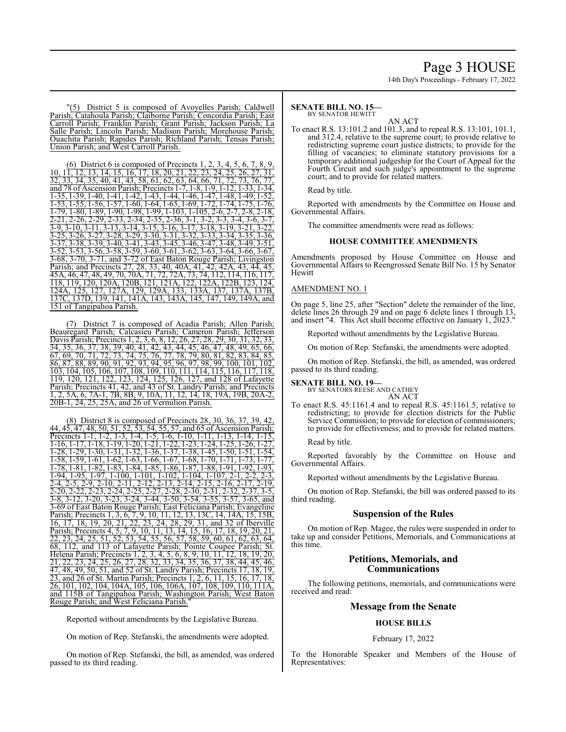"(5) District 5 is composed of Avoyelles Parish; Caldwell Parish; Catahoula Parish; Claiborne Parish; Concordia Parish; East Carroll Parish; Franklin Parish; Grant Parish; Jackson Parish; La Salle Parish; Lincoln Parish; Madison Parish; Morehouse Parish; Ouachita Parish; Rapides Parish; Richland Parish; Tensas Parish; Union Parish; and West Carroll Parish.

(6) District 6 is composed of Precincts 1, 2, 3, 4, 5, 6, 7, 8, 9, 10, 11, 12, 13, 14, 15, 16, 17, 18, 20, 21, 22, 23, 24, 25, 26, 27, 31, 32, 33, 34, 35, 40, 41, 43, 58, 61, 62, 63, 64, 66, 71, 72, 73, 76, 77, and 78 of Ascension Parish; Precincts 1-7, 1-8, 1-9, 1-12, 1-33, 1-34, 1-35, 1-39, 1-40, 1-41, 1-42, 1-43, 1-44, 1-46, 1-47, 1-48, 1-49, 1-52, 1-53, 1-55, 1-56, 1-57, 1-60, 1-64, 1-65, 1-69, 1-72, 1-74, 1-75, 1-76, 1-79, 1-80, 1-89, 1-90, 1-98, 1-99, 1-103, 1-105, 2-6, 2-7, 2-8, 2-18, 2-21, 2-26, 2-29, 2-33, 2-34, 2-35, 2-36, 3-1, 3-2, 3-3, 3-4, 3-6, 3-7, 3-9, 3-10, 3-11, 3-13, 3-14, 3-15, 3-16, 3-17, 3-18, 3-19, 3-21, 3-22, 3-25, 3-26, 3-27, 3-28, 3-29, 3-30, 3-31, 3-32, 3-33, 3-34, 3-35, 3-36, 3-37, 3-38, 3-39, 3-40, 3-41, 3-43, 3-45, 3-46, 3-47, 3-48, 3-49, 3-51, 3-52, 3-53, 3-56, 3-58, 3-59, 3-60, 3-61, 3-62, 3-63, 3-64, 3-66, 3-67, 3-68, 3-70, 3-71, and 3-72 of East Baton Rouge Parish; Livingston Parish; and Precincts 27, 28, 33, 40, 40A, 41, 42, 42A, 43, 44, 45, 45A, 46, 47, 48, 49, 70, 70A, 71, 72, 72A, 73, 74, 112, 114, 116, 117, 118, 119, 120, 120A, 120B, 121, 121A, 122, 122A, 122B, 123, 124, 124A, 125, 127, 127A, 129, 129A, 133, 133A, 137, 137A, 137B, 137C, 137D, 139, 141, 141A, 143, 143A, 145, 147, 149, 149A, and 151 of Tangipahoa Parish.

(7) District 7 is composed of Acadia Parish; Allen Parish; Beauregard Parish; Calcasieu Parish; Cameron Parish; Jefferson Davis Parish; Precincts 1, 2, 3, 6, 8, 12, 26, 27, 28, 29, 30, 31, 32, 33, 34, 35, 36, 37, 38, 39, 40, 41, 42, 43, 44, 45, 46, 47, 48, 49, 65, 66, 67, 69, 70, 71, 72, 73, 74, 75, 76, 77, 78, 79, 80, 81, 82, 83, 84, 85, 86, 87, 88, 89, 90, 91, 92, 93, 94, 95, 96, 97, 98, 99, 100, 101, 102, 103, 104, 105, 106, 107, 108, 109, 110, 111, 114, 115, 116, 117, 118, 119, 120, 121, 122, 123, 124, 125, 126, 127, and 128 of Lafayette Parish; Precincts 41, 42, and 43 of St. Landry Parish; and Precincts 1, 2, 5A, 6, 7A-1, 7B, 8B, 9, 10A, 11, 12, 14, 18, 19A, 19B, 20A-2, 20B-1, 24, 25, 25A, and 26 of Vermilion Parish.

(8) District 8 is composed of Precincts 28, 30, 36, 37, 39, 42, 44, 45, 47, 48, 50, 51, 52, 53, 54, 55, 57, and 65 of Ascension Parish; Precincts 1-1, 1-2, 1-3, 1-4, 1-5, 1-6, 1-10, 1-11, 1-13, 1-14, 1-15, 1-16, 1-17, 1-18, 1-19, 1-20, 1-21, 1-22, 1-23, 1-24, 1-25, 1-26, 1-27, 1-28, 1-29, 1-30, 1-31, 1-32, 1-36, 1-37, 1-38, 1-45, 1-50, 1-51, 1-54, 1-58, 1-59, 1-61, 1-62, 1-63, 1-66, 1-67, 1-68, 1-70, 1-71, 1-73, 1-77, 1-78, 1-81, 1-82, 1-83, 1-84, 1-85, 1-86, 1-87, 1-88, 1-91, 1-92, 1-93, 1-94, 1-95, 1-97, 1-100, 1-101, 1-102, 1-104, 1-107, 2-1, 2-2, 2-3, 2-4, 2-5, 2-9, 2-10, 2-11, 2-12, 2-13, 2-14, 2-15, 2-16, 2-17, 2-19, 2-20, 2-22, 2-23, 2-24, 2-25, 2-27, 2-28, 2-30, 2-31, 2-32, 2-37, 3-5, 3-8, 3-12, 3-20, 3-23, 3-24, 3-44, 3-50, 3-54, 3-55, 3-57, 3-65, and 3-69 of East Baton Rouge Parish; East Feliciana Parish; Evangeline Parish; Precincts 1, 3, 6, 7, 9, 10, 11, 12, 13, 13C, 14, 14A, 15, 15B, 16, 17, 18, 19, 20, 21, 22, 23, 24, 28, 29, 31, and 32 of Iberville Parish; Precincts 4, 5, 7, 9, 10, 11, 13, 14, 15, 16, 17, 18, 19, 20, 21, 22, 23, 24, 25, 51, 52, 53, 54, 55, 56, 57, 58, 59, 60, 61, 62, 63, 64, 68, 112, and 113 of Lafayette Parish; Pointe Coupee Parish; St. Helena Parish; Precincts 1, 2, 3, 4, 5, 6, 8, 9, 10, 11, 12, 18, 19, 20, 21, 22, 23, 24, 25, 26, 27, 28, 32, 33, 34, 35, 36, 37, 38, 44, 45, 46, 47, 48, 49, 50, 51, and 52 of St. Landry Parish; Precincts 17, 18, 19, 23, and 26 of St. Martin Parish; Precincts 1, 2, 6, 11, 15, 16, 17, 18, 26, 101, 102, 104, 104A, 105, 106, 106A, 107, 108, 109, 110, 111A, and 115B of Tangipahoa Parish; Washington Parish; West Baton Rouge Parish; and West Feliciana Parish."

Reported without amendments by the Legislative Bureau.

On motion of Rep. Stefanski, the amendments were adopted.

On motion of Rep. Stefanski, the bill, as amended, was ordered passed to its third reading.

**SENATE BILL NO. 15—**
BY SENATOR HEWITT

AN ACT

To enact R.S. 13:101.2 and 101.3, and to repeal R.S. 13:101, 101.1, and 312.4, relative to the supreme court; to provide relative to redistricting supreme court justice districts; to provide for the filling of vacancies; to eliminate statutory provisions for a temporary additional judgeship for the Court of Appeal for the Fourth Circuit and such judge's appointment to the supreme court; and to provide for related matters.

Read by title.

Reported with amendments by the Committee on House and Governmental Affairs.

The committee amendments were read as follows:

### HOUSE COMMITTEE AMENDMENTS

Amendments proposed by House Committee on House and Governmental Affairs to Reengrossed Senate Bill No. 15 by Senator Hewitt

AMENDMENT NO. 1

On page 5, line 25, after "Section" delete the remainder of the line, delete lines 26 through 29 and on page 6 delete lines 1 through 13, and insert "4. This Act shall become effective on January 1, 2023."

Reported without amendments by the Legislative Bureau.

On motion of Rep. Stefanski, the amendments were adopted.

On motion of Rep. Stefanski, the bill, as amended, was ordered passed to its third reading.

**SENATE BILL NO. 19—**
BY SENATORS REESE AND CATHEY

AN ACT

To enact R.S. 45:1161.4 and to repeal R.S. 45:1161.5, relative to redistricting; to provide for election districts for the Public Service Commission; to provide for election of commissioners; to provide for effectiveness; and to provide for related matters.

Read by title.

Reported favorably by the Committee on House and Governmental Affairs.

Reported without amendments by the Legislative Bureau.

On motion of Rep. Stefanski, the bill was ordered passed to its third reading.

## Suspension of the Rules

On motion of Rep. Magee, the rules were suspended in order to take up and consider Petitions, Memorials, and Communications at this time.

## Petitions, Memorials, and Communications

The following petitions, memorials, and communications were received and read:

## Message from the Senate

### HOUSE BILLS

February 17, 2022

To the Honorable Speaker and Members of the House of Representatives: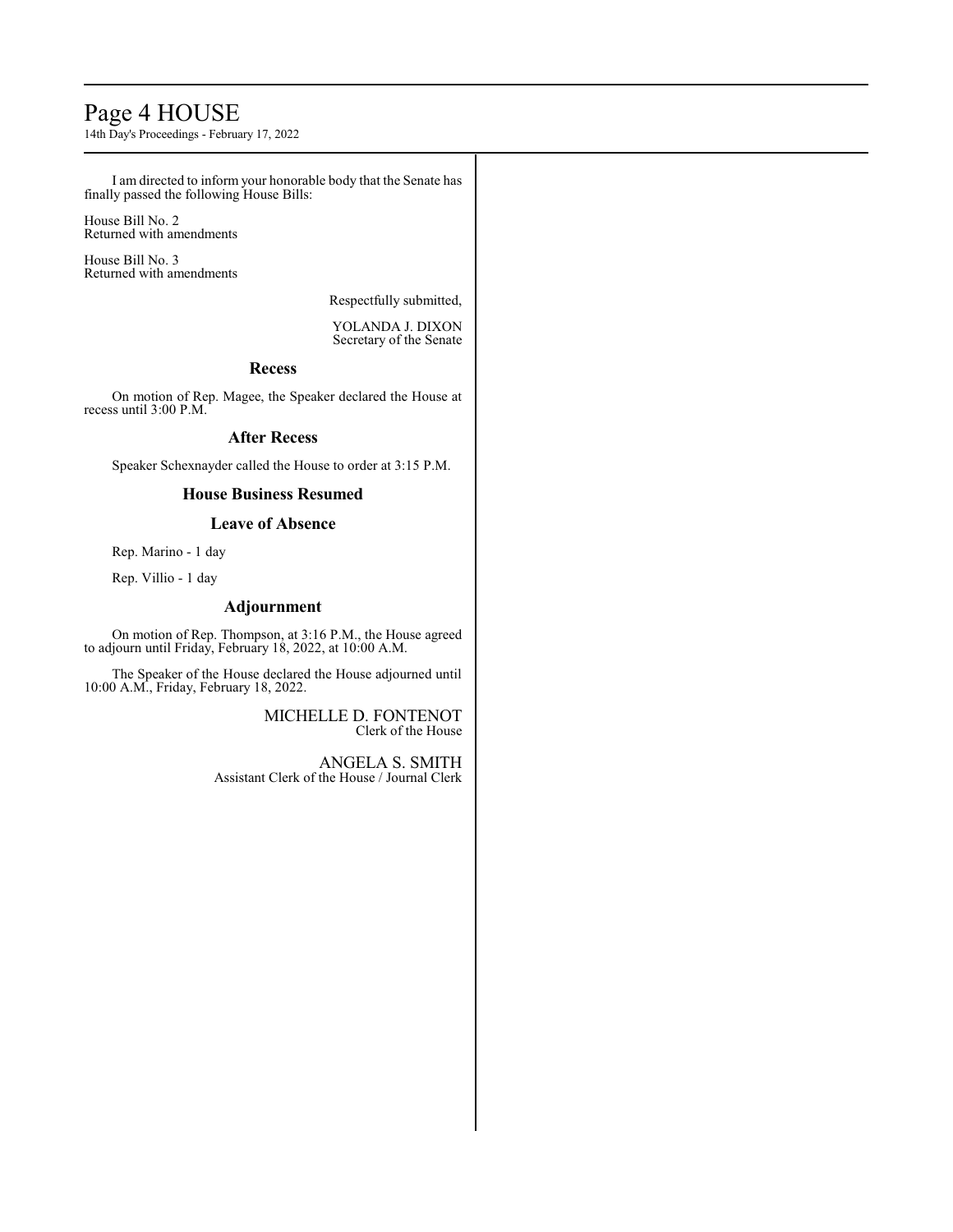I am directed to inform your honorable body that the Senate has finally passed the following House Bills:

House Bill No. 2
Returned with amendments

House Bill No. 3
Returned with amendments

Respectfully submitted,

YOLANDA J. DIXON
Secretary of the Senate

## Recess

On motion of Rep. Magee, the Speaker declared the House at recess until 3:00 P.M.

## After Recess

Speaker Schexnayder called the House to order at 3:15 P.M.

## House Business Resumed

## Leave of Absence

Rep. Marino - 1 day

Rep. Villio - 1 day

## Adjournment

On motion of Rep. Thompson, at 3:16 P.M., the House agreed to adjourn until Friday, February 18, 2022, at 10:00 A.M.

The Speaker of the House declared the House adjourned until 10:00 A.M., Friday, February 18, 2022.

MICHELLE D. FONTENOT
Clerk of the House

ANGELA S. SMITH
Assistant Clerk of the House / Journal Clerk